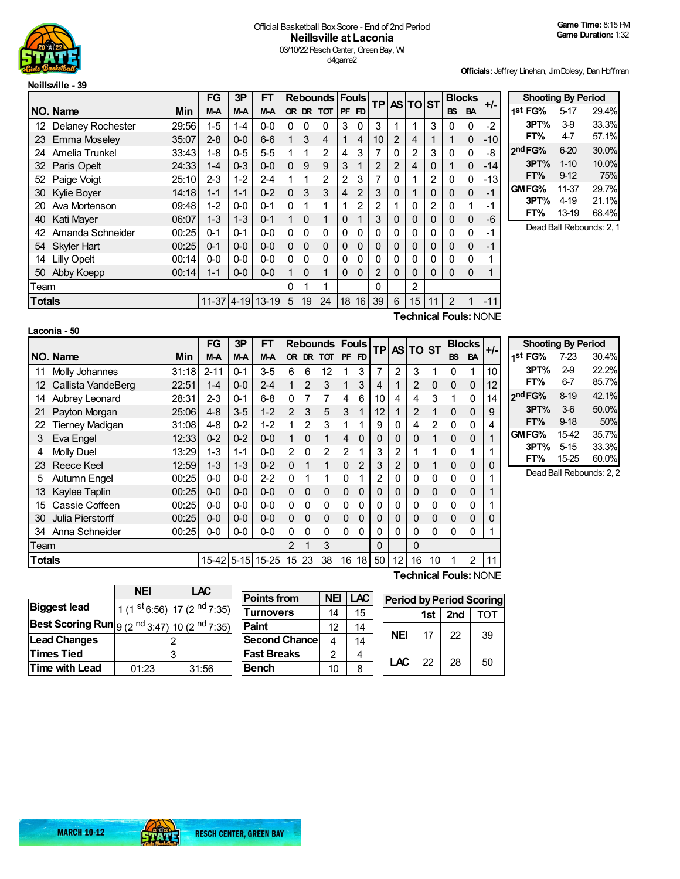Official Basketball Box Score - End of 2nd Period

# Neillsville at Laconia

03/10/22 Resch Center, Green Bay, WI

d4game2

**Game Time:** 8:15 PM
**Game Duration:** 1:32

**Officials:** Jeffrey Linehan, Jim Dolesy, Dan Hoffman

## Neillsville - 39

| NO. | Name | Min | FG M-A | 3P M-A | FT M-A | OR | DR | TOT | PF | FD | TP | AS | TO | ST | BS | BA | +/- |
|---|---|---|---|---|---|---|---|---|---|---|---|---|---|---|---|---|---|
| 12 | Delaney Rochester | 29:56 | 1-5 | 1-4 | 0-0 | 0 | 0 | 0 | 3 | 0 | 3 | 1 | 1 | 3 | 0 | 0 | -2 |
| 23 | Emma Moseley | 35:07 | 2-8 | 0-0 | 6-6 | 1 | 3 | 4 | 1 | 4 | 10 | 2 | 4 | 1 | 1 | 0 | -10 |
| 24 | Amelia Trunkel | 33:43 | 1-8 | 0-5 | 5-5 | 1 | 1 | 2 | 4 | 3 | 7 | 0 | 2 | 3 | 0 | 0 | -8 |
| 32 | Paris Opelt | 24:33 | 1-4 | 0-3 | 0-0 | 0 | 9 | 9 | 3 | 1 | 2 | 2 | 4 | 0 | 1 | 0 | -14 |
| 52 | Paige Voigt | 25:10 | 2-3 | 1-2 | 2-4 | 1 | 1 | 2 | 2 | 3 | 7 | 0 | 1 | 2 | 0 | 0 | -13 |
| 30 | Kylie Boyer | 14:18 | 1-1 | 1-1 | 0-2 | 0 | 3 | 3 | 4 | 2 | 3 | 0 | 1 | 0 | 0 | 0 | -1 |
| 20 | Ava Mortenson | 09:48 | 1-2 | 0-0 | 0-1 | 0 | 1 | 1 | 1 | 2 | 2 | 1 | 0 | 2 | 0 | 1 | -1 |
| 40 | Kati Mayer | 06:07 | 1-3 | 1-3 | 0-1 | 1 | 0 | 1 | 0 | 1 | 3 | 0 | 0 | 0 | 0 | 0 | -6 |
| 42 | Amanda Schneider | 00:25 | 0-1 | 0-1 | 0-0 | 0 | 0 | 0 | 0 | 0 | 0 | 0 | 0 | 0 | 0 | 0 | -1 |
| 54 | Skyler Hart | 00:25 | 0-1 | 0-0 | 0-0 | 0 | 0 | 0 | 0 | 0 | 0 | 0 | 0 | 0 | 0 | 0 | -1 |
| 14 | Lilly Opelt | 00:14 | 0-0 | 0-0 | 0-0 | 0 | 0 | 0 | 0 | 0 | 0 | 0 | 0 | 0 | 0 | 0 | 1 |
| 50 | Abby Koepp | 00:14 | 1-1 | 0-0 | 0-0 | 1 | 0 | 1 | 0 | 0 | 2 | 0 | 0 | 0 | 0 | 0 | 1 |
| | Team | | | | | 0 | 1 | 1 | | | 0 | | 2 | | | | |
| | **Totals** | | 11-37 | 4-19 | 13-19 | 5 | 19 | 24 | 18 | 16 | 39 | 6 | 15 | 11 | 2 | 1 | -11 |

**Technical Fouls:** NONE

| Shooting By Period | | |
|---|---|---|
| 1st FG% | 5-17 | 29.4% |
| 3PT% | 3-9 | 33.3% |
| FT% | 4-7 | 57.1% |
| 2nd FG% | 6-20 | 30.0% |
| 3PT% | 1-10 | 10.0% |
| FT% | 9-12 | 75% |
| GM FG% | 11-37 | 29.7% |
| 3PT% | 4-19 | 21.1% |
| FT% | 13-19 | 68.4% |

Dead Ball Rebounds: 2, 1

## Laconia - 50

| NO. | Name | Min | FG M-A | 3P M-A | FT M-A | OR | DR | TOT | PF | FD | TP | AS | TO | ST | BS | BA | +/- |
|---|---|---|---|---|---|---|---|---|---|---|---|---|---|---|---|---|---|
| 11 | Molly Johannes | 31:18 | 2-11 | 0-1 | 3-5 | 6 | 6 | 12 | 1 | 3 | 7 | 2 | 3 | 1 | 0 | 1 | 10 |
| 12 | Callista VandeBerg | 22:51 | 1-4 | 0-0 | 2-4 | 1 | 2 | 3 | 1 | 3 | 4 | 1 | 2 | 0 | 0 | 0 | 12 |
| 14 | Aubrey Leonard | 28:31 | 2-3 | 0-1 | 6-8 | 0 | 7 | 7 | 4 | 6 | 10 | 4 | 4 | 3 | 1 | 0 | 14 |
| 21 | Payton Morgan | 25:06 | 4-8 | 3-5 | 1-2 | 2 | 3 | 5 | 3 | 1 | 12 | 1 | 2 | 1 | 0 | 0 | 9 |
| 22 | Tierney Madigan | 31:08 | 4-8 | 0-2 | 1-2 | 1 | 2 | 3 | 1 | 1 | 9 | 0 | 4 | 2 | 0 | 0 | 4 |
| 3 | Eva Engel | 12:33 | 0-2 | 0-2 | 0-0 | 1 | 0 | 1 | 4 | 0 | 0 | 0 | 0 | 1 | 0 | 0 | 1 |
| 4 | Molly Duel | 13:29 | 1-3 | 1-1 | 0-0 | 2 | 0 | 2 | 2 | 1 | 3 | 2 | 1 | 1 | 0 | 1 | 1 |
| 23 | Reece Keel | 12:59 | 1-3 | 1-3 | 0-2 | 0 | 1 | 1 | 0 | 2 | 3 | 2 | 0 | 1 | 0 | 0 | 0 |
| 5 | Autumn Engel | 00:25 | 0-0 | 0-0 | 2-2 | 0 | 1 | 1 | 0 | 1 | 2 | 0 | 0 | 0 | 0 | 0 | 1 |
| 13 | Kaylee Taplin | 00:25 | 0-0 | 0-0 | 0-0 | 0 | 0 | 0 | 0 | 0 | 0 | 0 | 0 | 0 | 0 | 0 | 1 |
| 15 | Cassie Coffeen | 00:25 | 0-0 | 0-0 | 0-0 | 0 | 0 | 0 | 0 | 0 | 0 | 0 | 0 | 0 | 0 | 0 | 1 |
| 30 | Julia Pierstorff | 00:25 | 0-0 | 0-0 | 0-0 | 0 | 0 | 0 | 0 | 0 | 0 | 0 | 0 | 0 | 0 | 0 | 0 |
| 34 | Anna Schneider | 00:25 | 0-0 | 0-0 | 0-0 | 0 | 0 | 0 | 0 | 0 | 0 | 0 | 0 | 0 | 0 | 0 | 1 |
| | Team | | | | | 2 | 1 | 3 | | | 0 | | 0 | | | | |
| | **Totals** | | 15-42 | 5-15 | 15-25 | 15 | 23 | 38 | 16 | 18 | 50 | 12 | 16 | 10 | 1 | 2 | 11 |

**Technical Fouls:** NONE

| Shooting By Period | | |
|---|---|---|
| 1st FG% | 7-23 | 30.4% |
| 3PT% | 2-9 | 22.2% |
| FT% | 6-7 | 85.7% |
| 2nd FG% | 8-19 | 42.1% |
| 3PT% | 3-6 | 50.0% |
| FT% | 9-18 | 50% |
| GM FG% | 15-42 | 35.7% |
| 3PT% | 5-15 | 33.3% |
| FT% | 15-25 | 60.0% |

Dead Ball Rebounds: 2, 2

| | NEI | LAC |
|---|---|---|
| **Biggest lead** | 1 (1st 6:56) | 17 (2nd 7:35) |
| **Best Scoring Run** | 9 (2nd 3:47) | 10 (2nd 7:35) |
| **Lead Changes** | 2 | |
| **Times Tied** | 3 | |
| **Time with Lead** | 01:23 | 31:56 |

| Points from | NEI | LAC |
|---|---|---|
| Turnovers | 14 | 15 |
| Paint | 12 | 14 |
| Second Chance | 4 | 14 |
| Fast Breaks | 2 | 4 |
| Bench | 10 | 8 |

| Period by Period Scoring | 1st | 2nd | TOT |
|---|---|---|---|
| NEI | 17 | 22 | 39 |
| LAC | 22 | 28 | 50 |

MARCH 10-12 RESCH CENTER, GREEN BAY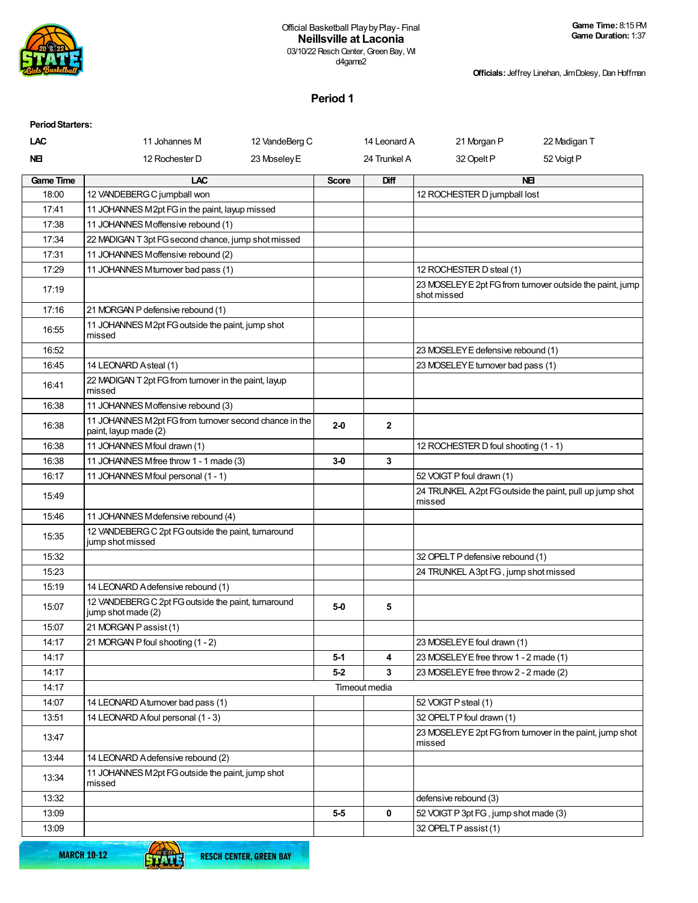Official Basketball Play by Play - Final
**Neillsville at Laconia**
03/10/22 Resch Center, Green Bay, WI
d4game2

**Game Time:** 8:15 PM
**Game Duration:** 1:37

**Officials:** Jeffrey Linehan, Jim Dolesy, Dan Hoffman

## Period 1

**Period Starters:**

| | | | | | |
|---|---|---|---|---|---|
| **LAC** | 11 Johannes M | 12 VandeBerg C | 14 Leonard A | 21 Morgan P | 22 Madigan T |
| **NEI** | 12 Rochester D | 23 Moseley E | 24 Trunkel A | 32 Opelt P | 52 Voigt P |

| Game Time | LAC | Score | Diff | NEI |
|---|---|---|---|---|
| 18:00 | 12 VANDEBERG C jumpball won | | | 12 ROCHESTER D jumpball lost |
| 17:41 | 11 JOHANNES M 2pt FG in the paint, layup missed | | | |
| 17:38 | 11 JOHANNES M offensive rebound (1) | | | |
| 17:34 | 22 MADIGAN T 3pt FG second chance, jump shot missed | | | |
| 17:31 | 11 JOHANNES M offensive rebound (2) | | | |
| 17:29 | 11 JOHANNES M turnover bad pass (1) | | | 12 ROCHESTER D steal (1) |
| 17:19 | | | | 23 MOSELEY E 2pt FG from turnover outside the paint, jump shot missed |
| 17:16 | 21 MORGAN P defensive rebound (1) | | | |
| 16:55 | 11 JOHANNES M 2pt FG outside the paint, jump shot missed | | | |
| 16:52 | | | | 23 MOSELEY E defensive rebound (1) |
| 16:45 | 14 LEONARD A steal (1) | | | 23 MOSELEY E turnover bad pass (1) |
| 16:41 | 22 MADIGAN T 2pt FG from turnover in the paint, layup missed | | | |
| 16:38 | 11 JOHANNES M offensive rebound (3) | | | |
| 16:38 | 11 JOHANNES M 2pt FG from turnover second chance in the paint, layup made (2) | 2-0 | 2 | |
| 16:38 | 11 JOHANNES M foul drawn (1) | | | 12 ROCHESTER D foul shooting (1 - 1) |
| 16:38 | 11 JOHANNES M free throw 1 - 1 made (3) | 3-0 | 3 | |
| 16:17 | 11 JOHANNES M foul personal (1 - 1) | | | 52 VOIGT P foul drawn (1) |
| 15:49 | | | | 24 TRUNKEL A 2pt FG outside the paint, pull up jump shot missed |
| 15:46 | 11 JOHANNES M defensive rebound (4) | | | |
| 15:35 | 12 VANDEBERG C 2pt FG outside the paint, turnaround jump shot missed | | | |
| 15:32 | | | | 32 OPELT P defensive rebound (1) |
| 15:23 | | | | 24 TRUNKEL A 3pt FG , jump shot missed |
| 15:19 | 14 LEONARD A defensive rebound (1) | | | |
| 15:07 | 12 VANDEBERG C 2pt FG outside the paint, turnaround jump shot made (2) | 5-0 | 5 | |
| 15:07 | 21 MORGAN P assist (1) | | | |
| 14:17 | 21 MORGAN P foul shooting (1 - 2) | | | 23 MOSELEY E foul drawn (1) |
| 14:17 | | 5-1 | 4 | 23 MOSELEY E free throw 1 - 2 made (1) |
| 14:17 | | 5-2 | 3 | 23 MOSELEY E free throw 2 - 2 made (2) |
| 14:17 | | Timeout media | | |
| 14:07 | 14 LEONARD A turnover bad pass (1) | | | 52 VOIGT P steal (1) |
| 13:51 | 14 LEONARD A foul personal (1 - 3) | | | 32 OPELT P foul drawn (1) |
| 13:47 | | | | 23 MOSELEY E 2pt FG from turnover in the paint, jump shot missed |
| 13:44 | 14 LEONARD A defensive rebound (2) | | | |
| 13:34 | 11 JOHANNES M 2pt FG outside the paint, jump shot missed | | | |
| 13:32 | | | | defensive rebound (3) |
| 13:09 | | 5-5 | 0 | 52 VOIGT P 3pt FG , jump shot made (3) |
| 13:09 | | | | 32 OPELT P assist (1) |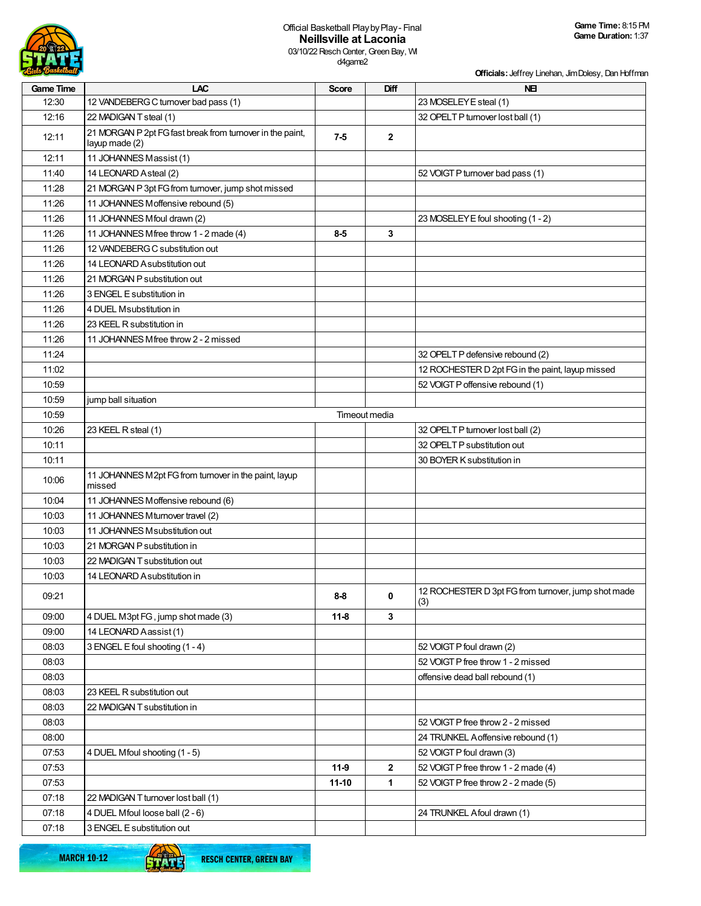Official Basketball Play by Play - Final

# Neillsville at Laconia

03/10/22 Resch Center, Green Bay, WI

d4game2

**Game Time:** 8:15 PM
**Game Duration:** 1:37

**Officials:** Jeffrey Linehan, Jim Dolesy, Dan Hoffman

| Game Time | LAC | Score | Diff | NEI |
|---|---|---|---|---|
| 12:30 | 12 VANDEBERG C turnover bad pass (1) | | | 23 MOSELEY E steal (1) |
| 12:16 | 22 MADIGAN T steal (1) | | | 32 OPELT P turnover lost ball (1) |
| 12:11 | 21 MORGAN P 2pt FG fast break from turnover in the paint, layup made (2) | 7-5 | 2 | |
| 12:11 | 11 JOHANNES M assist (1) | | | |
| 11:40 | 14 LEONARD A steal (2) | | | 52 VOIGT P turnover bad pass (1) |
| 11:28 | 21 MORGAN P 3pt FG from turnover, jump shot missed | | | |
| 11:26 | 11 JOHANNES M offensive rebound (5) | | | |
| 11:26 | 11 JOHANNES M foul drawn (2) | | | 23 MOSELEY E foul shooting (1 - 2) |
| 11:26 | 11 JOHANNES M free throw 1 - 2 made (4) | 8-5 | 3 | |
| 11:26 | 12 VANDEBERG C substitution out | | | |
| 11:26 | 14 LEONARD A substitution out | | | |
| 11:26 | 21 MORGAN P substitution out | | | |
| 11:26 | 3 ENGEL E substitution in | | | |
| 11:26 | 4 DUEL M substitution in | | | |
| 11:26 | 23 KEEL R substitution in | | | |
| 11:26 | 11 JOHANNES M free throw 2 - 2 missed | | | |
| 11:24 | | | | 32 OPELT P defensive rebound (2) |
| 11:02 | | | | 12 ROCHESTER D 2pt FG in the paint, layup missed |
| 10:59 | | | | 52 VOIGT P offensive rebound (1) |
| 10:59 | jump ball situation | | | |
| 10:59 | Timeout media | | | |
| 10:26 | 23 KEEL R steal (1) | | | 32 OPELT P turnover lost ball (2) |
| 10:11 | | | | 32 OPELT P substitution out |
| 10:11 | | | | 30 BOYER K substitution in |
| 10:06 | 11 JOHANNES M 2pt FG from turnover in the paint, layup missed | | | |
| 10:04 | 11 JOHANNES M offensive rebound (6) | | | |
| 10:03 | 11 JOHANNES M turnover travel (2) | | | |
| 10:03 | 11 JOHANNES M substitution out | | | |
| 10:03 | 21 MORGAN P substitution in | | | |
| 10:03 | 22 MADIGAN T substitution out | | | |
| 10:03 | 14 LEONARD A substitution in | | | |
| 09:21 | | 8-8 | 0 | 12 ROCHESTER D 3pt FG from turnover, jump shot made (3) |
| 09:00 | 4 DUEL M 3pt FG , jump shot made (3) | 11-8 | 3 | |
| 09:00 | 14 LEONARD A assist (1) | | | |
| 08:03 | 3 ENGEL E foul shooting (1 - 4) | | | 52 VOIGT P foul drawn (2) |
| 08:03 | | | | 52 VOIGT P free throw 1 - 2 missed |
| 08:03 | | | | offensive dead ball rebound (1) |
| 08:03 | 23 KEEL R substitution out | | | |
| 08:03 | 22 MADIGAN T substitution in | | | |
| 08:03 | | | | 52 VOIGT P free throw 2 - 2 missed |
| 08:00 | | | | 24 TRUNKEL A offensive rebound (1) |
| 07:53 | 4 DUEL M foul shooting (1 - 5) | | | 52 VOIGT P foul drawn (3) |
| 07:53 | | 11-9 | 2 | 52 VOIGT P free throw 1 - 2 made (4) |
| 07:53 | | 11-10 | 1 | 52 VOIGT P free throw 2 - 2 made (5) |
| 07:18 | 22 MADIGAN T turnover lost ball (1) | | | |
| 07:18 | 4 DUEL M foul loose ball (2 - 6) | | | 24 TRUNKEL A foul drawn (1) |
| 07:18 | 3 ENGEL E substitution out | | | |

MARCH 10-12 RESCH CENTER, GREEN BAY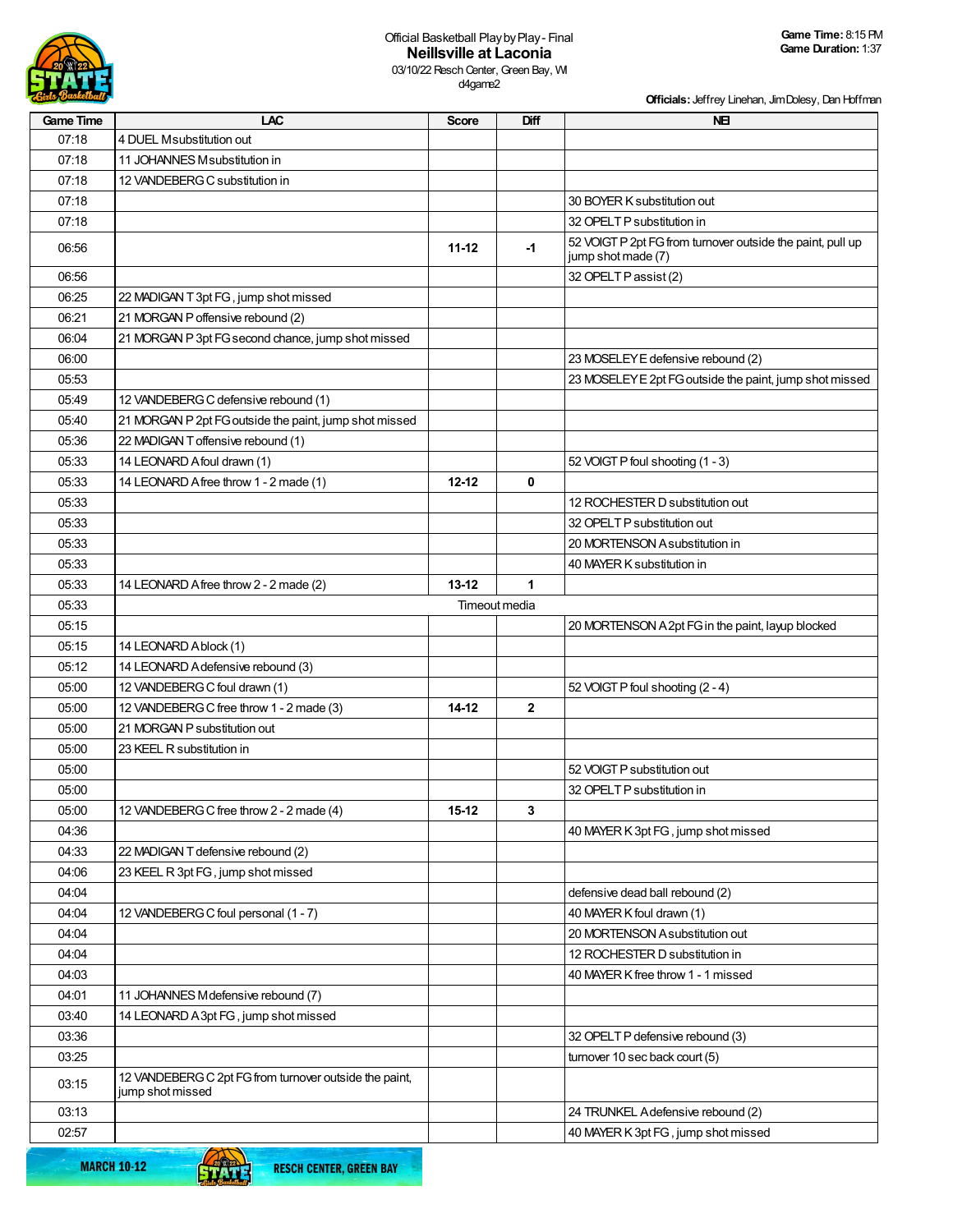Official Basketball Play by Play - Final

# Neillsville at Laconia

03/10/22 Resch Center, Green Bay, WI
d4game2

**Game Time:** 8:15 PM
**Game Duration:** 1:37

**Officials:** Jeffrey Linehan, Jim Dolesy, Dan Hoffman

| Game Time | LAC | Score | Diff | NEI |
|---|---|---|---|---|
| 07:18 | 4 DUEL M substitution out | | | |
| 07:18 | 11 JOHANNES M substitution in | | | |
| 07:18 | 12 VANDEBERG C substitution in | | | |
| 07:18 | | | | 30 BOYER K substitution out |
| 07:18 | | | | 32 OPELT P substitution in |
| 06:56 | | 11-12 | -1 | 52 VOIGT P 2pt FG from turnover outside the paint, pull up jump shot made (7) |
| 06:56 | | | | 32 OPELT P assist (2) |
| 06:25 | 22 MADIGAN T 3pt FG , jump shot missed | | | |
| 06:21 | 21 MORGAN P offensive rebound (2) | | | |
| 06:04 | 21 MORGAN P 3pt FG second chance, jump shot missed | | | |
| 06:00 | | | | 23 MOSELEY E defensive rebound (2) |
| 05:53 | | | | 23 MOSELEY E 2pt FG outside the paint, jump shot missed |
| 05:49 | 12 VANDEBERG C defensive rebound (1) | | | |
| 05:40 | 21 MORGAN P 2pt FG outside the paint, jump shot missed | | | |
| 05:36 | 22 MADIGAN T offensive rebound (1) | | | |
| 05:33 | 14 LEONARD A foul drawn (1) | | | 52 VOIGT P foul shooting (1 - 3) |
| 05:33 | 14 LEONARD A free throw 1 - 2 made (1) | 12-12 | 0 | |
| 05:33 | | | | 12 ROCHESTER D substitution out |
| 05:33 | | | | 32 OPELT P substitution out |
| 05:33 | | | | 20 MORTENSON A substitution in |
| 05:33 | | | | 40 MAYER K substitution in |
| 05:33 | 14 LEONARD A free throw 2 - 2 made (2) | 13-12 | 1 | |
| 05:33 | Timeout media | | | |
| 05:15 | | | | 20 MORTENSON A 2pt FG in the paint, layup blocked |
| 05:15 | 14 LEONARD A block (1) | | | |
| 05:12 | 14 LEONARD A defensive rebound (3) | | | |
| 05:00 | 12 VANDEBERG C foul drawn (1) | | | 52 VOIGT P foul shooting (2 - 4) |
| 05:00 | 12 VANDEBERG C free throw 1 - 2 made (3) | 14-12 | 2 | |
| 05:00 | 21 MORGAN P substitution out | | | |
| 05:00 | 23 KEEL R substitution in | | | |
| 05:00 | | | | 52 VOIGT P substitution out |
| 05:00 | | | | 32 OPELT P substitution in |
| 05:00 | 12 VANDEBERG C free throw 2 - 2 made (4) | 15-12 | 3 | |
| 04:36 | | | | 40 MAYER K 3pt FG , jump shot missed |
| 04:33 | 22 MADIGAN T defensive rebound (2) | | | |
| 04:06 | 23 KEEL R 3pt FG , jump shot missed | | | |
| 04:04 | | | | defensive dead ball rebound (2) |
| 04:04 | 12 VANDEBERG C foul personal (1 - 7) | | | 40 MAYER K foul drawn (1) |
| 04:04 | | | | 20 MORTENSON A substitution out |
| 04:04 | | | | 12 ROCHESTER D substitution in |
| 04:03 | | | | 40 MAYER K free throw 1 - 1 missed |
| 04:01 | 11 JOHANNES M defensive rebound (7) | | | |
| 03:40 | 14 LEONARD A 3pt FG , jump shot missed | | | |
| 03:36 | | | | 32 OPELT P defensive rebound (3) |
| 03:25 | | | | turnover 10 sec back court (5) |
| 03:15 | 12 VANDEBERG C 2pt FG from turnover outside the paint, jump shot missed | | | |
| 03:13 | | | | 24 TRUNKEL A defensive rebound (2) |
| 02:57 | | | | 40 MAYER K 3pt FG , jump shot missed |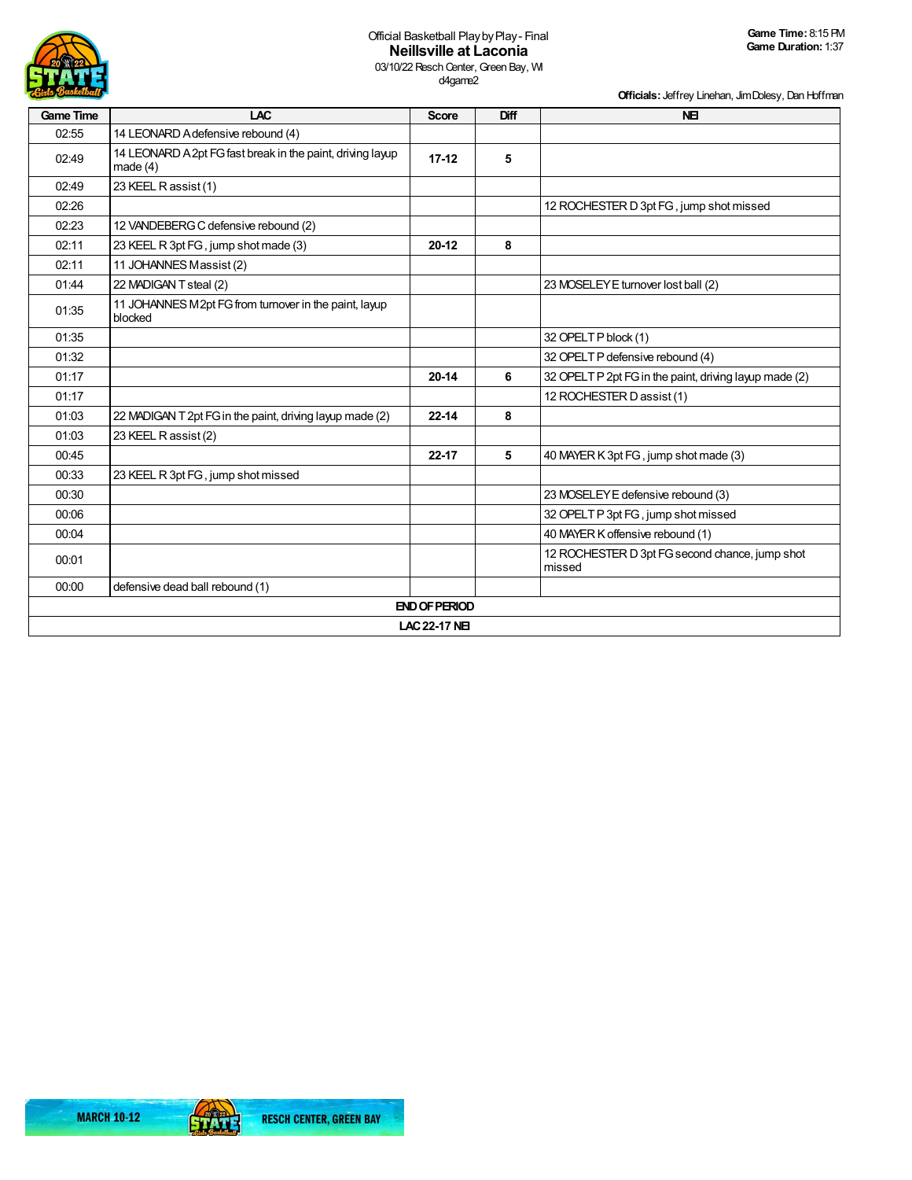Official Basketball Play by Play - Final
## Neillsville at Laconia
03/10/22 Resch Center, Green Bay, WI
d4game2

**Game Time:** 8:15 PM
**Game Duration:** 1:37

**Officials:** Jeffrey Linehan, Jim Dolesy, Dan Hoffman

| Game Time | LAC | Score | Diff | NEI |
|---|---|---|---|---|
| 02:55 | 14 LEONARD A defensive rebound (4) | | | |
| 02:49 | 14 LEONARD A 2pt FG fast break in the paint, driving layup made (4) | **17-12** | **5** | |
| 02:49 | 23 KEEL R assist (1) | | | |
| 02:26 | | | | 12 ROCHESTER D 3pt FG , jump shot missed |
| 02:23 | 12 VANDEBERG C defensive rebound (2) | | | |
| 02:11 | 23 KEEL R 3pt FG , jump shot made (3) | **20-12** | **8** | |
| 02:11 | 11 JOHANNES M assist (2) | | | |
| 01:44 | 22 MADIGAN T steal (2) | | | 23 MOSELEY E turnover lost ball (2) |
| 01:35 | 11 JOHANNES M 2pt FG from turnover in the paint, layup blocked | | | |
| 01:35 | | | | 32 OPELT P block (1) |
| 01:32 | | | | 32 OPELT P defensive rebound (4) |
| 01:17 | | **20-14** | **6** | 32 OPELT P 2pt FG in the paint, driving layup made (2) |
| 01:17 | | | | 12 ROCHESTER D assist (1) |
| 01:03 | 22 MADIGAN T 2pt FG in the paint, driving layup made (2) | **22-14** | **8** | |
| 01:03 | 23 KEEL R assist (2) | | | |
| 00:45 | | **22-17** | **5** | 40 MAYER K 3pt FG , jump shot made (3) |
| 00:33 | 23 KEEL R 3pt FG , jump shot missed | | | |
| 00:30 | | | | 23 MOSELEY E defensive rebound (3) |
| 00:06 | | | | 32 OPELT P 3pt FG , jump shot missed |
| 00:04 | | | | 40 MAYER K offensive rebound (1) |
| 00:01 | | | | 12 ROCHESTER D 3pt FG second chance, jump shot missed |
| 00:00 | defensive dead ball rebound (1) | | | |
| **END OF PERIOD** | | | | |
| **LAC 22-17 NEI** | | | | |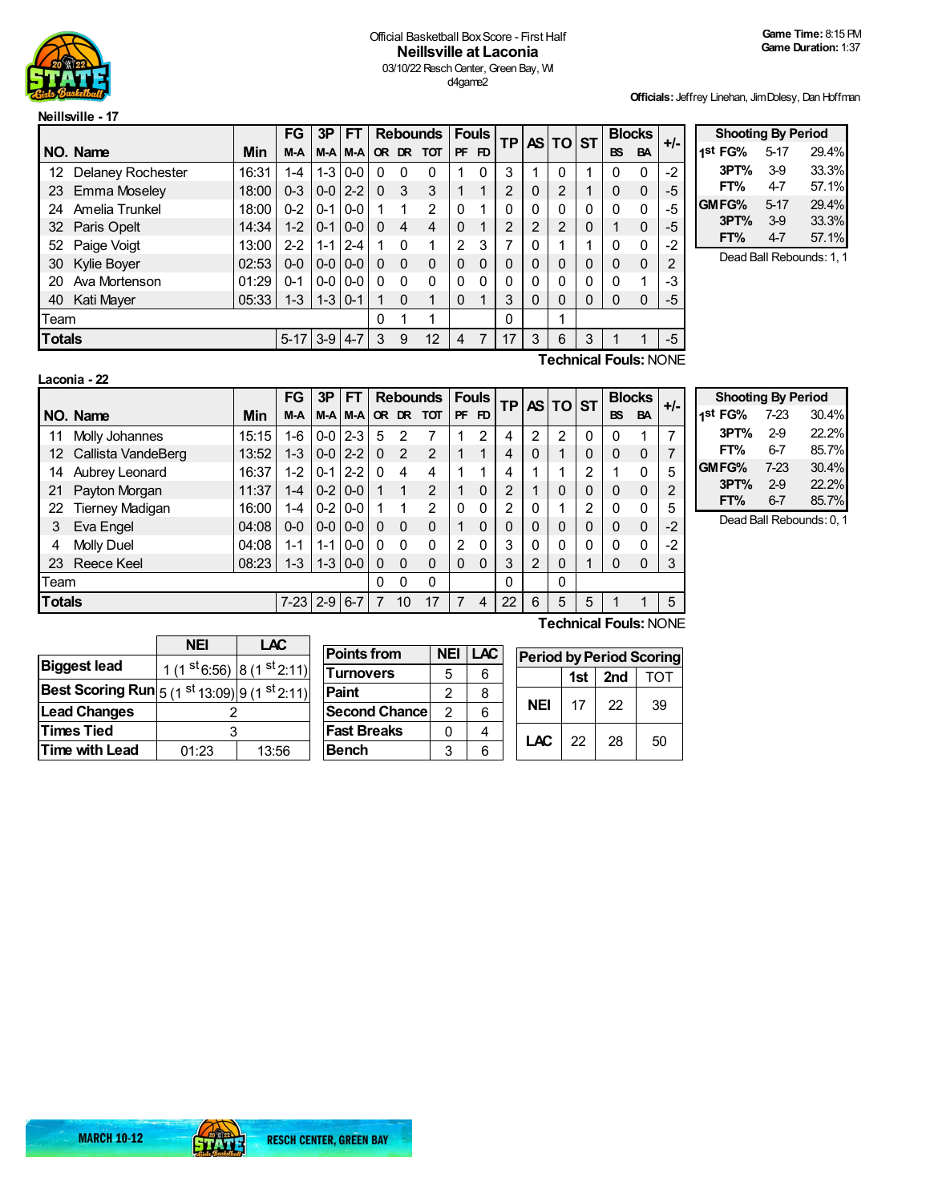Official Basketball Box Score - First Half

# Neillsville at Laconia

03/10/22 Resch Center, Green Bay, WI

d4game2

**Game Time:** 8:15 PM
**Game Duration:** 1:37

**Officials:** Jeffrey Linehan, Jim Dolesy, Dan Hoffman

## Neillsville - 17

| NO. | Name | Min | FG M-A | 3P M-A | FT M-A | OR | DR | TOT | PF | FD | TP | AS | TO | ST | BS | BA | +/- |
|---|---|---|---|---|---|---|---|---|---|---|---|---|---|---|---|---|---|
| 12 | Delaney Rochester | 16:31 | 1-4 | 1-3 | 0-0 | 0 | 0 | 0 | 1 | 0 | 3 | 1 | 0 | 1 | 0 | 0 | -2 |
| 23 | Emma Moseley | 18:00 | 0-3 | 0-0 | 2-2 | 0 | 3 | 3 | 1 | 1 | 2 | 0 | 2 | 1 | 0 | 0 | -5 |
| 24 | Amelia Trunkel | 18:00 | 0-2 | 0-1 | 0-0 | 1 | 1 | 2 | 0 | 1 | 0 | 0 | 0 | 0 | 0 | 0 | -5 |
| 32 | Paris Opelt | 14:34 | 1-2 | 0-1 | 0-0 | 0 | 4 | 4 | 0 | 1 | 2 | 2 | 2 | 0 | 1 | 0 | -5 |
| 52 | Paige Voigt | 13:00 | 2-2 | 1-1 | 2-4 | 1 | 0 | 1 | 2 | 3 | 7 | 0 | 1 | 1 | 0 | 0 | -2 |
| 30 | Kylie Boyer | 02:53 | 0-0 | 0-0 | 0-0 | 0 | 0 | 0 | 0 | 0 | 0 | 0 | 0 | 0 | 0 | 0 | 2 |
| 20 | Ava Mortenson | 01:29 | 0-1 | 0-0 | 0-0 | 0 | 0 | 0 | 0 | 0 | 0 | 0 | 0 | 0 | 0 | 1 | -3 |
| 40 | Kati Mayer | 05:33 | 1-3 | 1-3 | 0-1 | 1 | 0 | 1 | 0 | 1 | 3 | 0 | 0 | 0 | 0 | 0 | -5 |
| | Team | | | | | 0 | 1 | 1 | | | 0 | | 1 | | | | |
| | **Totals** | | 5-17 | 3-9 | 4-7 | 3 | 9 | 12 | 4 | 7 | 17 | 3 | 6 | 3 | 1 | 1 | -5 |

Technical Fouls: NONE

| Shooting By Period | | |
|---|---|---|
| 1st FG% | 5-17 | 29.4% |
| 3PT% | 3-9 | 33.3% |
| FT% | 4-7 | 57.1% |
| GM FG% | 5-17 | 29.4% |
| 3PT% | 3-9 | 33.3% |
| FT% | 4-7 | 57.1% |

Dead Ball Rebounds: 1, 1

## Laconia - 22

| NO. | Name | Min | FG M-A | 3P M-A | FT M-A | OR | DR | TOT | PF | FD | TP | AS | TO | ST | BS | BA | +/- |
|---|---|---|---|---|---|---|---|---|---|---|---|---|---|---|---|---|---|
| 11 | Molly Johannes | 15:15 | 1-6 | 0-0 | 2-3 | 5 | 2 | 7 | 1 | 2 | 4 | 2 | 2 | 0 | 0 | 1 | 7 |
| 12 | Callista VandeBerg | 13:52 | 1-3 | 0-0 | 2-2 | 0 | 2 | 2 | 1 | 1 | 4 | 0 | 1 | 0 | 0 | 0 | 7 |
| 14 | Aubrey Leonard | 16:37 | 1-2 | 0-1 | 2-2 | 0 | 4 | 4 | 1 | 1 | 4 | 1 | 1 | 2 | 1 | 0 | 5 |
| 21 | Payton Morgan | 11:37 | 1-4 | 0-2 | 0-0 | 1 | 1 | 2 | 1 | 0 | 2 | 1 | 0 | 0 | 0 | 0 | 2 |
| 22 | Tierney Madigan | 16:00 | 1-4 | 0-2 | 0-0 | 1 | 1 | 2 | 0 | 0 | 2 | 0 | 1 | 2 | 0 | 0 | 5 |
| 3 | Eva Engel | 04:08 | 0-0 | 0-0 | 0-0 | 0 | 0 | 0 | 1 | 0 | 0 | 0 | 0 | 0 | 0 | 0 | -2 |
| 4 | Molly Duel | 04:08 | 1-1 | 1-1 | 0-0 | 0 | 0 | 0 | 2 | 0 | 3 | 0 | 0 | 0 | 0 | 0 | -2 |
| 23 | Reece Keel | 08:23 | 1-3 | 1-3 | 0-0 | 0 | 0 | 0 | 0 | 0 | 3 | 2 | 0 | 1 | 0 | 0 | 3 |
| | Team | | | | | 0 | 0 | 0 | | | 0 | | 0 | | | | |
| | **Totals** | | 7-23 | 2-9 | 6-7 | 7 | 10 | 17 | 7 | 4 | 22 | 6 | 5 | 5 | 1 | 1 | 5 |

Technical Fouls: NONE

| Shooting By Period | | |
|---|---|---|
| 1st FG% | 7-23 | 30.4% |
| 3PT% | 2-9 | 22.2% |
| FT% | 6-7 | 85.7% |
| GM FG% | 7-23 | 30.4% |
| 3PT% | 2-9 | 22.2% |
| FT% | 6-7 | 85.7% |

Dead Ball Rebounds: 0, 1

| | NEI | LAC |
|---|---|---|
| Biggest lead | 1 (1st 6:56) | 8 (1st 2:11) |
| Best Scoring Run | 5 (1st 13:09) | 9 (1st 2:11) |
| Lead Changes | 2 | |
| Times Tied | 3 | |
| Time with Lead | 01:23 | 13:56 |

| Points from | NEI | LAC |
|---|---|---|
| Turnovers | 5 | 6 |
| Paint | 2 | 8 |
| Second Chance | 2 | 6 |
| Fast Breaks | 0 | 4 |
| Bench | 3 | 6 |

| Period by Period Scoring | 1st | 2nd | TOT |
|---|---|---|---|
| NEI | 17 | 22 | 39 |
| LAC | 22 | 28 | 50 |

MARCH 10-12 RESCH CENTER, GREEN BAY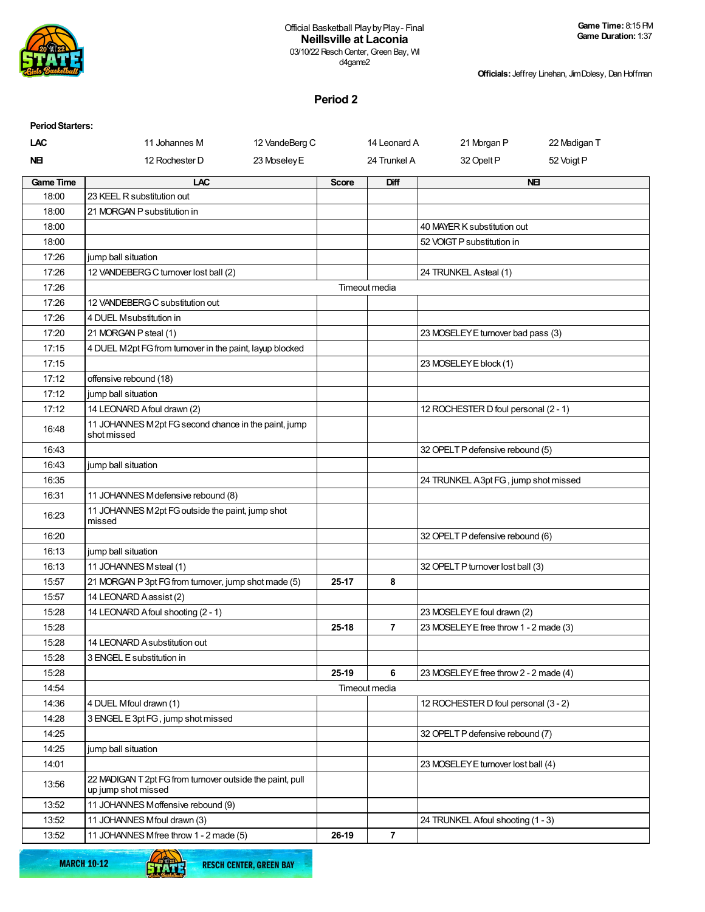Official Basketball Play by Play - Final
**Neillsville at Laconia**
03/10/22 Resch Center, Green Bay, WI
d4game2

**Game Time:** 8:15 PM
**Game Duration:** 1:37

**Officials:** Jeffrey Linehan, Jim Dolesy, Dan Hoffman

## Period 2

**Period Starters:**

| | | | | | |
|---|---|---|---|---|---|
| LAC | 11 Johannes M | 12 VandeBerg C | 14 Leonard A | 21 Morgan P | 22 Madigan T |
| NEI | 12 Rochester D | 23 Moseley E | 24 Trunkel A | 32 Opelt P | 52 Voigt P |

| Game Time | LAC | Score | Diff | NEI |
|---|---|---|---|---|
| 18:00 | 23 KEEL R substitution out | | | |
| 18:00 | 21 MORGAN P substitution in | | | |
| 18:00 | | | | 40 MAYER K substitution out |
| 18:00 | | | | 52 VOIGT P substitution in |
| 17:26 | jump ball situation | | | |
| 17:26 | 12 VANDEBERG C turnover lost ball (2) | | | 24 TRUNKEL A steal (1) |
| 17:26 | Timeout media | | | |
| 17:26 | 12 VANDEBERG C substitution out | | | |
| 17:26 | 4 DUEL M substitution in | | | |
| 17:20 | 21 MORGAN P steal (1) | | | 23 MOSELEY E turnover bad pass (3) |
| 17:15 | 4 DUEL M 2pt FG from turnover in the paint, layup blocked | | | |
| 17:15 | | | | 23 MOSELEY E block (1) |
| 17:12 | offensive rebound (18) | | | |
| 17:12 | jump ball situation | | | |
| 17:12 | 14 LEONARD A foul drawn (2) | | | 12 ROCHESTER D foul personal (2 - 1) |
| 16:48 | 11 JOHANNES M 2pt FG second chance in the paint, jump shot missed | | | |
| 16:43 | | | | 32 OPELT P defensive rebound (5) |
| 16:43 | jump ball situation | | | |
| 16:35 | | | | 24 TRUNKEL A 3pt FG , jump shot missed |
| 16:31 | 11 JOHANNES M defensive rebound (8) | | | |
| 16:23 | 11 JOHANNES M 2pt FG outside the paint, jump shot missed | | | |
| 16:20 | | | | 32 OPELT P defensive rebound (6) |
| 16:13 | jump ball situation | | | |
| 16:13 | 11 JOHANNES M steal (1) | | | 32 OPELT P turnover lost ball (3) |
| 15:57 | 21 MORGAN P 3pt FG from turnover, jump shot made (5) | 25-17 | 8 | |
| 15:57 | 14 LEONARD A assist (2) | | | |
| 15:28 | 14 LEONARD A foul shooting (2 - 1) | | | 23 MOSELEY E foul drawn (2) |
| 15:28 | | 25-18 | 7 | 23 MOSELEY E free throw 1 - 2 made (3) |
| 15:28 | 14 LEONARD A substitution out | | | |
| 15:28 | 3 ENGEL E substitution in | | | |
| 15:28 | | 25-19 | 6 | 23 MOSELEY E free throw 2 - 2 made (4) |
| 14:54 | Timeout media | | | |
| 14:36 | 4 DUEL M foul drawn (1) | | | 12 ROCHESTER D foul personal (3 - 2) |
| 14:28 | 3 ENGEL E 3pt FG , jump shot missed | | | |
| 14:25 | | | | 32 OPELT P defensive rebound (7) |
| 14:25 | jump ball situation | | | |
| 14:01 | | | | 23 MOSELEY E turnover lost ball (4) |
| 13:56 | 22 MADIGAN T 2pt FG from turnover outside the paint, pull up jump shot missed | | | |
| 13:52 | 11 JOHANNES M offensive rebound (9) | | | |
| 13:52 | 11 JOHANNES M foul drawn (3) | | | 24 TRUNKEL A foul shooting (1 - 3) |
| 13:52 | 11 JOHANNES M free throw 1 - 2 made (5) | 26-19 | 7 | |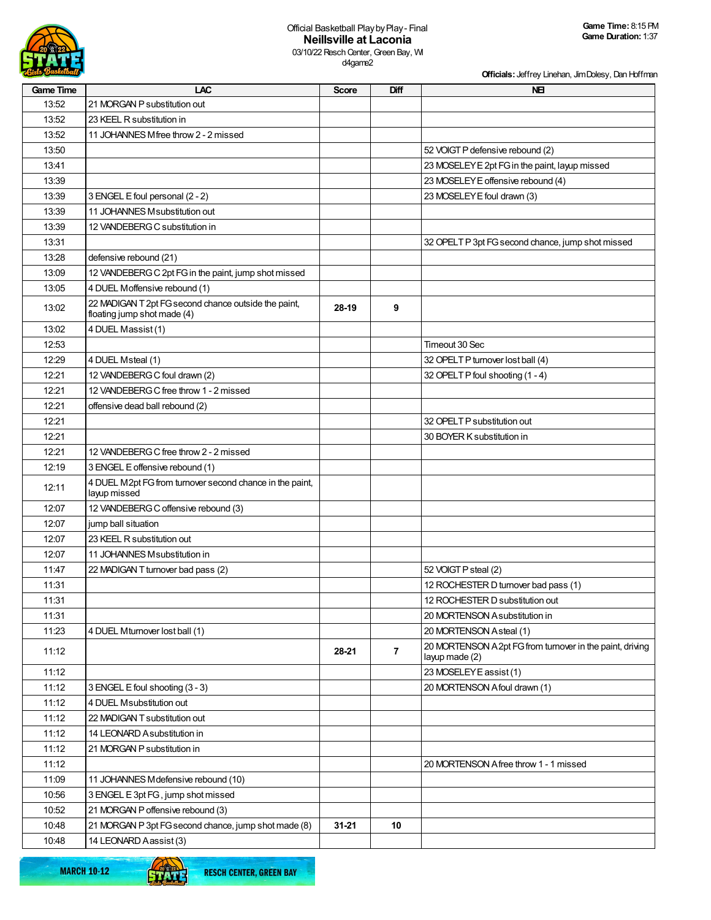Official Basketball Play by Play - Final
## Neillsville at Laconia
03/10/22 Resch Center, Green Bay, WI
d4game2

**Game Time:** 8:15 PM
**Game Duration:** 1:37

**Officials:** Jeffrey Linehan, Jim Dolesy, Dan Hoffman

| Game Time | LAC | Score | Diff | NEI |
|---|---|---|---|---|
| 13:52 | 21 MORGAN P substitution out | | | |
| 13:52 | 23 KEEL R substitution in | | | |
| 13:52 | 11 JOHANNES M free throw 2 - 2 missed | | | |
| 13:50 | | | | 52 VOIGT P defensive rebound (2) |
| 13:41 | | | | 23 MOSELEY E 2pt FG in the paint, layup missed |
| 13:39 | | | | 23 MOSELEY E offensive rebound (4) |
| 13:39 | 3 ENGEL E foul personal (2 - 2) | | | 23 MOSELEY E foul drawn (3) |
| 13:39 | 11 JOHANNES M substitution out | | | |
| 13:39 | 12 VANDEBERG C substitution in | | | |
| 13:31 | | | | 32 OPELT P 3pt FG second chance, jump shot missed |
| 13:28 | defensive rebound (21) | | | |
| 13:09 | 12 VANDEBERG C 2pt FG in the paint, jump shot missed | | | |
| 13:05 | 4 DUEL M offensive rebound (1) | | | |
| 13:02 | 22 MADIGAN T 2pt FG second chance outside the paint, floating jump shot made (4) | 28-19 | 9 | |
| 13:02 | 4 DUEL M assist (1) | | | |
| 12:53 | | | | Timeout 30 Sec |
| 12:29 | 4 DUEL M steal (1) | | | 32 OPELT P turnover lost ball (4) |
| 12:21 | 12 VANDEBERG C foul drawn (2) | | | 32 OPELT P foul shooting (1 - 4) |
| 12:21 | 12 VANDEBERG C free throw 1 - 2 missed | | | |
| 12:21 | offensive dead ball rebound (2) | | | |
| 12:21 | | | | 32 OPELT P substitution out |
| 12:21 | | | | 30 BOYER K substitution in |
| 12:21 | 12 VANDEBERG C free throw 2 - 2 missed | | | |
| 12:19 | 3 ENGEL E offensive rebound (1) | | | |
| 12:11 | 4 DUEL M 2pt FG from turnover second chance in the paint, layup missed | | | |
| 12:07 | 12 VANDEBERG C offensive rebound (3) | | | |
| 12:07 | jump ball situation | | | |
| 12:07 | 23 KEEL R substitution out | | | |
| 12:07 | 11 JOHANNES M substitution in | | | |
| 11:47 | 22 MADIGAN T turnover bad pass (2) | | | 52 VOIGT P steal (2) |
| 11:31 | | | | 12 ROCHESTER D turnover bad pass (1) |
| 11:31 | | | | 12 ROCHESTER D substitution out |
| 11:31 | | | | 20 MORTENSON A substitution in |
| 11:23 | 4 DUEL M turnover lost ball (1) | | | 20 MORTENSON A steal (1) |
| 11:12 | | 28-21 | 7 | 20 MORTENSON A 2pt FG from turnover in the paint, driving layup made (2) |
| 11:12 | | | | 23 MOSELEY E assist (1) |
| 11:12 | 3 ENGEL E foul shooting (3 - 3) | | | 20 MORTENSON A foul drawn (1) |
| 11:12 | 4 DUEL M substitution out | | | |
| 11:12 | 22 MADIGAN T substitution out | | | |
| 11:12 | 14 LEONARD A substitution in | | | |
| 11:12 | 21 MORGAN P substitution in | | | |
| 11:12 | | | | 20 MORTENSON A free throw 1 - 1 missed |
| 11:09 | 11 JOHANNES M defensive rebound (10) | | | |
| 10:56 | 3 ENGEL E 3pt FG, jump shot missed | | | |
| 10:52 | 21 MORGAN P offensive rebound (3) | | | |
| 10:48 | 21 MORGAN P 3pt FG second chance, jump shot made (8) | 31-21 | 10 | |
| 10:48 | 14 LEONARD A assist (3) | | | |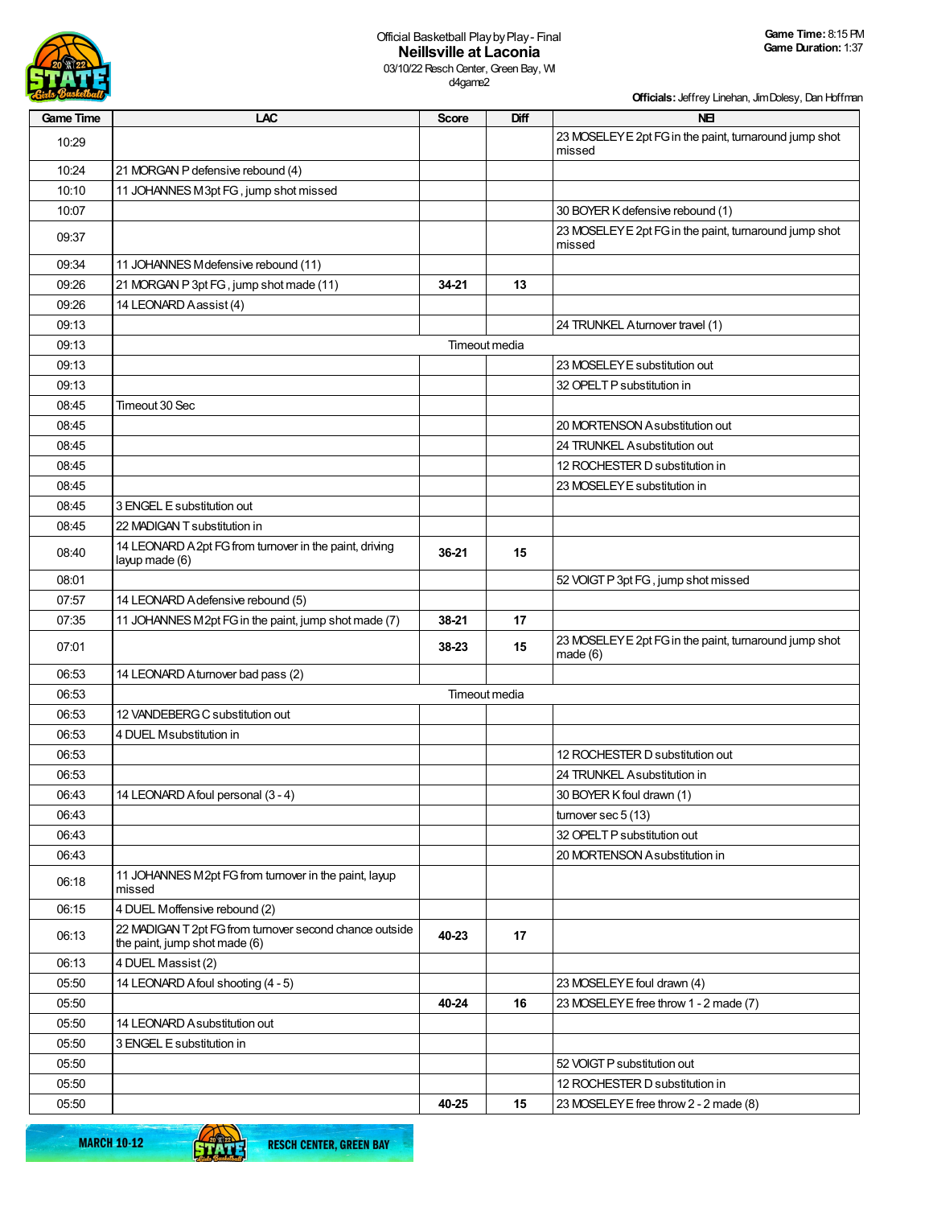Official Basketball Play by Play - Final

**Neillsville at Laconia**

03/10/22 Resch Center, Green Bay, WI

d4game2

**Game Time:** 8:15 PM
**Game Duration:** 1:37

**Officials:** Jeffrey Linehan, Jim Dolesy, Dan Hoffman

| Game Time | LAC | Score | Diff | NEI |
|---|---|---|---|---|
| 10:29 | | | | 23 MOSELEY E 2pt FG in the paint, turnaround jump shot missed |
| 10:24 | 21 MORGAN P defensive rebound (4) | | | |
| 10:10 | 11 JOHANNES M 3pt FG , jump shot missed | | | |
| 10:07 | | | | 30 BOYER K defensive rebound (1) |
| 09:37 | | | | 23 MOSELEY E 2pt FG in the paint, turnaround jump shot missed |
| 09:34 | 11 JOHANNES M defensive rebound (11) | | | |
| 09:26 | 21 MORGAN P 3pt FG , jump shot made (11) | 34-21 | 13 | |
| 09:26 | 14 LEONARD A assist (4) | | | |
| 09:13 | | | | 24 TRUNKEL A turnover travel (1) |
| 09:13 | Timeout media | | | |
| 09:13 | | | | 23 MOSELEY E substitution out |
| 09:13 | | | | 32 OPELT P substitution in |
| 08:45 | Timeout 30 Sec | | | |
| 08:45 | | | | 20 MORTENSON A substitution out |
| 08:45 | | | | 24 TRUNKEL A substitution out |
| 08:45 | | | | 12 ROCHESTER D substitution in |
| 08:45 | | | | 23 MOSELEY E substitution in |
| 08:45 | 3 ENGEL E substitution out | | | |
| 08:45 | 22 MADIGAN T substitution in | | | |
| 08:40 | 14 LEONARD A 2pt FG from turnover in the paint, driving layup made (6) | 36-21 | 15 | |
| 08:01 | | | | 52 VOIGT P 3pt FG , jump shot missed |
| 07:57 | 14 LEONARD A defensive rebound (5) | | | |
| 07:35 | 11 JOHANNES M 2pt FG in the paint, jump shot made (7) | 38-21 | 17 | |
| 07:01 | | 38-23 | 15 | 23 MOSELEY E 2pt FG in the paint, turnaround jump shot made (6) |
| 06:53 | 14 LEONARD A turnover bad pass (2) | | | |
| 06:53 | Timeout media | | | |
| 06:53 | 12 VANDEBERG C substitution out | | | |
| 06:53 | 4 DUEL M substitution in | | | |
| 06:53 | | | | 12 ROCHESTER D substitution out |
| 06:53 | | | | 24 TRUNKEL A substitution in |
| 06:43 | 14 LEONARD A foul personal (3 - 4) | | | 30 BOYER K foul drawn (1) |
| 06:43 | | | | turnover sec 5 (13) |
| 06:43 | | | | 32 OPELT P substitution out |
| 06:43 | | | | 20 MORTENSON A substitution in |
| 06:18 | 11 JOHANNES M 2pt FG from turnover in the paint, layup missed | | | |
| 06:15 | 4 DUEL M offensive rebound (2) | | | |
| 06:13 | 22 MADIGAN T 2pt FG from turnover second chance outside the paint, jump shot made (6) | 40-23 | 17 | |
| 06:13 | 4 DUEL M assist (2) | | | |
| 05:50 | 14 LEONARD A foul shooting (4 - 5) | | | 23 MOSELEY E foul drawn (4) |
| 05:50 | | 40-24 | 16 | 23 MOSELEY E free throw 1 - 2 made (7) |
| 05:50 | 14 LEONARD A substitution out | | | |
| 05:50 | 3 ENGEL E substitution in | | | |
| 05:50 | | | | 52 VOIGT P substitution out |
| 05:50 | | | | 12 ROCHESTER D substitution in |
| 05:50 | | 40-25 | 15 | 23 MOSELEY E free throw 2 - 2 made (8) |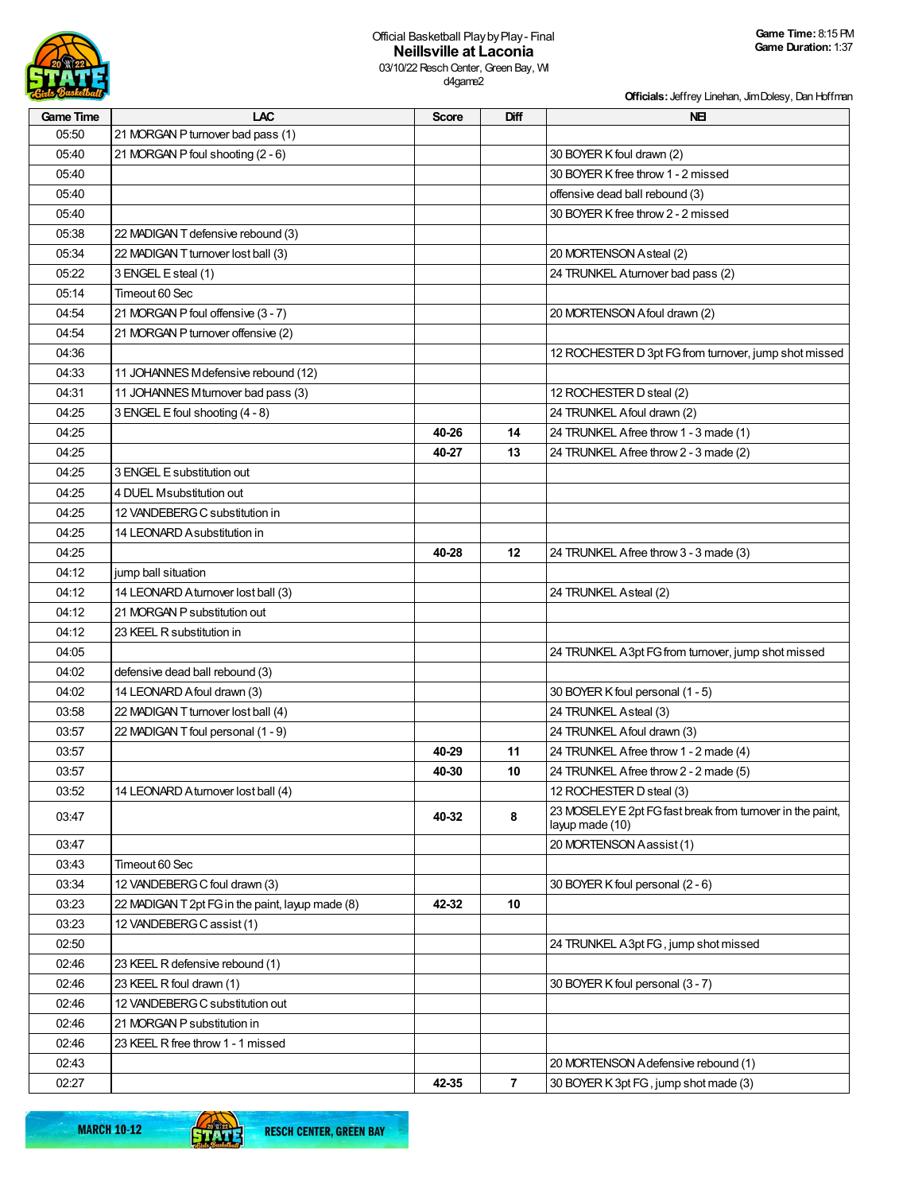Official Basketball Play by Play - Final

# Neillsville at Laconia

03/10/22 Resch Center, Green Bay, WI

d4game2

**Game Time:** 8:15 PM
**Game Duration:** 1:37

**Officials:** Jeffrey Linehan, Jim Dolesy, Dan Hoffman

| Game Time | LAC | Score | Diff | NEI |
|---|---|---|---|---|
| 05:50 | 21 MORGAN P turnover bad pass (1) | | | |
| 05:40 | 21 MORGAN P foul shooting (2 - 6) | | | 30 BOYER K foul drawn (2) |
| 05:40 | | | | 30 BOYER K free throw 1 - 2 missed |
| 05:40 | | | | offensive dead ball rebound (3) |
| 05:40 | | | | 30 BOYER K free throw 2 - 2 missed |
| 05:38 | 22 MADIGAN T defensive rebound (3) | | | |
| 05:34 | 22 MADIGAN T turnover lost ball (3) | | | 20 MORTENSON A steal (2) |
| 05:22 | 3 ENGEL E steal (1) | | | 24 TRUNKEL A turnover bad pass (2) |
| 05:14 | Timeout 60 Sec | | | |
| 04:54 | 21 MORGAN P foul offensive (3 - 7) | | | 20 MORTENSON A foul drawn (2) |
| 04:54 | 21 MORGAN P turnover offensive (2) | | | |
| 04:36 | | | | 12 ROCHESTER D 3pt FG from turnover, jump shot missed |
| 04:33 | 11 JOHANNES M defensive rebound (12) | | | |
| 04:31 | 11 JOHANNES M turnover bad pass (3) | | | 12 ROCHESTER D steal (2) |
| 04:25 | 3 ENGEL E foul shooting (4 - 8) | | | 24 TRUNKEL A foul drawn (2) |
| 04:25 | | 40-26 | 14 | 24 TRUNKEL A free throw 1 - 3 made (1) |
| 04:25 | | 40-27 | 13 | 24 TRUNKEL A free throw 2 - 3 made (2) |
| 04:25 | 3 ENGEL E substitution out | | | |
| 04:25 | 4 DUEL M substitution out | | | |
| 04:25 | 12 VANDEBERG C substitution in | | | |
| 04:25 | 14 LEONARD A substitution in | | | |
| 04:25 | | 40-28 | 12 | 24 TRUNKEL A free throw 3 - 3 made (3) |
| 04:12 | jump ball situation | | | |
| 04:12 | 14 LEONARD A turnover lost ball (3) | | | 24 TRUNKEL A steal (2) |
| 04:12 | 21 MORGAN P substitution out | | | |
| 04:12 | 23 KEEL R substitution in | | | |
| 04:05 | | | | 24 TRUNKEL A 3pt FG from turnover, jump shot missed |
| 04:02 | defensive dead ball rebound (3) | | | |
| 04:02 | 14 LEONARD A foul drawn (3) | | | 30 BOYER K foul personal (1 - 5) |
| 03:58 | 22 MADIGAN T turnover lost ball (4) | | | 24 TRUNKEL A steal (3) |
| 03:57 | 22 MADIGAN T foul personal (1 - 9) | | | 24 TRUNKEL A foul drawn (3) |
| 03:57 | | 40-29 | 11 | 24 TRUNKEL A free throw 1 - 2 made (4) |
| 03:57 | | 40-30 | 10 | 24 TRUNKEL A free throw 2 - 2 made (5) |
| 03:52 | 14 LEONARD A turnover lost ball (4) | | | 12 ROCHESTER D steal (3) |
| 03:47 | | 40-32 | 8 | 23 MOSELEY E 2pt FG fast break from turnover in the paint, layup made (10) |
| 03:47 | | | | 20 MORTENSON A assist (1) |
| 03:43 | Timeout 60 Sec | | | |
| 03:34 | 12 VANDEBERG C foul drawn (3) | | | 30 BOYER K foul personal (2 - 6) |
| 03:23 | 22 MADIGAN T 2pt FG in the paint, layup made (8) | 42-32 | 10 | |
| 03:23 | 12 VANDEBERG C assist (1) | | | |
| 02:50 | | | | 24 TRUNKEL A 3pt FG , jump shot missed |
| 02:46 | 23 KEEL R defensive rebound (1) | | | |
| 02:46 | 23 KEEL R foul drawn (1) | | | 30 BOYER K foul personal (3 - 7) |
| 02:46 | 12 VANDEBERG C substitution out | | | |
| 02:46 | 21 MORGAN P substitution in | | | |
| 02:46 | 23 KEEL R free throw 1 - 1 missed | | | |
| 02:43 | | | | 20 MORTENSON A defensive rebound (1) |
| 02:27 | | 42-35 | 7 | 30 BOYER K 3pt FG , jump shot made (3) |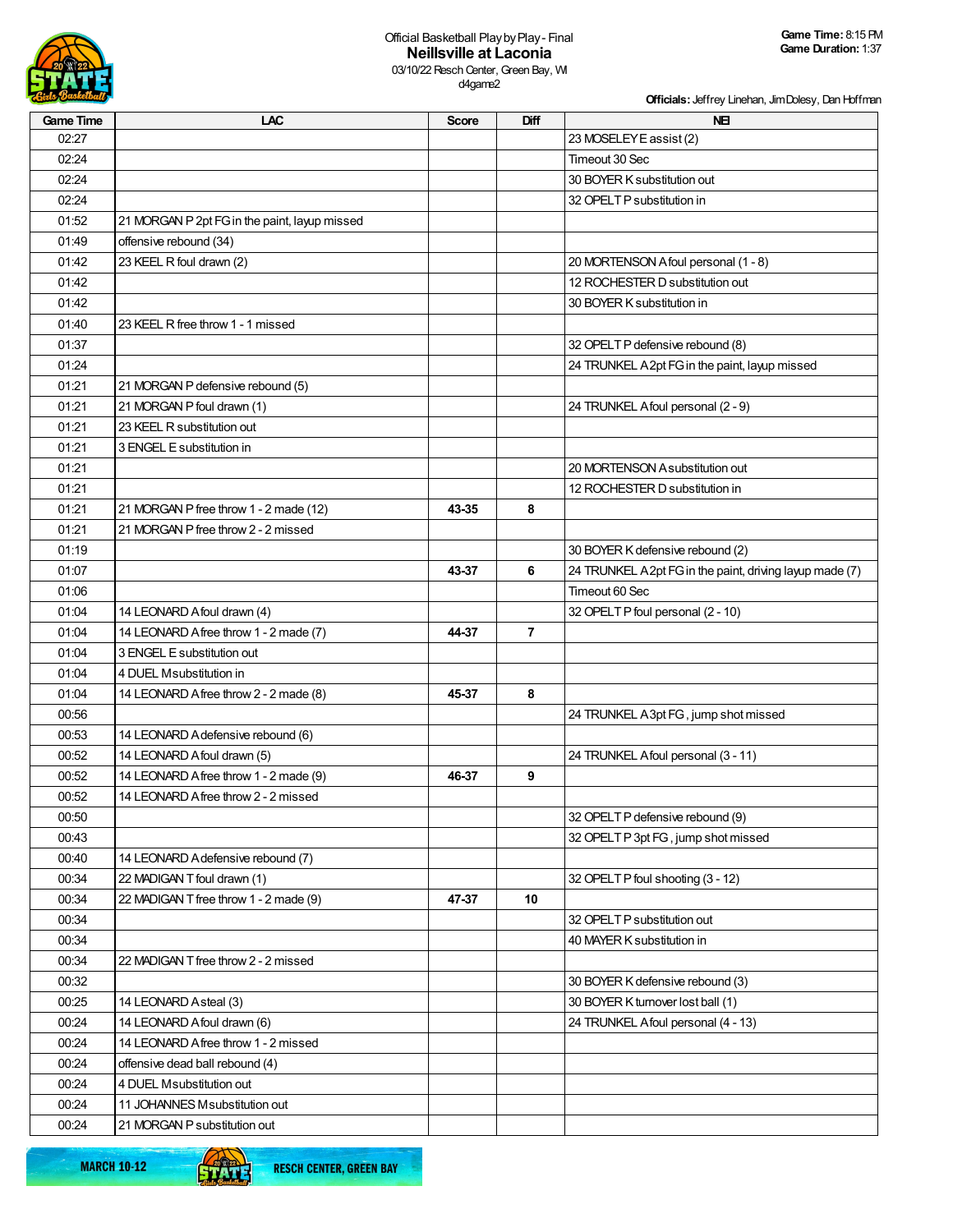Official Basketball Play by Play - Final

**Neillsville at Laconia**

03/10/22 Resch Center, Green Bay, WI

d4game2

**Game Time:** 8:15 PM
**Game Duration:** 1:37

**Officials:** Jeffrey Linehan, Jim Dolesy, Dan Hoffman

| Game Time | LAC | Score | Diff | NEI |
|---|---|---|---|---|
| 02:27 | | | | 23 MOSELEY E assist (2) |
| 02:24 | | | | Timeout 30 Sec |
| 02:24 | | | | 30 BOYER K substitution out |
| 02:24 | | | | 32 OPELT P substitution in |
| 01:52 | 21 MORGAN P 2pt FG in the paint, layup missed | | | |
| 01:49 | offensive rebound (34) | | | |
| 01:42 | 23 KEEL R foul drawn (2) | | | 20 MORTENSON A foul personal (1 - 8) |
| 01:42 | | | | 12 ROCHESTER D substitution out |
| 01:42 | | | | 30 BOYER K substitution in |
| 01:40 | 23 KEEL R free throw 1 - 1 missed | | | |
| 01:37 | | | | 32 OPELT P defensive rebound (8) |
| 01:24 | | | | 24 TRUNKEL A 2pt FG in the paint, layup missed |
| 01:21 | 21 MORGAN P defensive rebound (5) | | | |
| 01:21 | 21 MORGAN P foul drawn (1) | | | 24 TRUNKEL A foul personal (2 - 9) |
| 01:21 | 23 KEEL R substitution out | | | |
| 01:21 | 3 ENGEL E substitution in | | | |
| 01:21 | | | | 20 MORTENSON A substitution out |
| 01:21 | | | | 12 ROCHESTER D substitution in |
| 01:21 | 21 MORGAN P free throw 1 - 2 made (12) | 43-35 | 8 | |
| 01:21 | 21 MORGAN P free throw 2 - 2 missed | | | |
| 01:19 | | | | 30 BOYER K defensive rebound (2) |
| 01:07 | | 43-37 | 6 | 24 TRUNKEL A 2pt FG in the paint, driving layup made (7) |
| 01:06 | | | | Timeout 60 Sec |
| 01:04 | 14 LEONARD A foul drawn (4) | | | 32 OPELT P foul personal (2 - 10) |
| 01:04 | 14 LEONARD A free throw 1 - 2 made (7) | 44-37 | 7 | |
| 01:04 | 3 ENGEL E substitution out | | | |
| 01:04 | 4 DUEL M substitution in | | | |
| 01:04 | 14 LEONARD A free throw 2 - 2 made (8) | 45-37 | 8 | |
| 00:56 | | | | 24 TRUNKEL A 3pt FG , jump shot missed |
| 00:53 | 14 LEONARD A defensive rebound (6) | | | |
| 00:52 | 14 LEONARD A foul drawn (5) | | | 24 TRUNKEL A foul personal (3 - 11) |
| 00:52 | 14 LEONARD A free throw 1 - 2 made (9) | 46-37 | 9 | |
| 00:52 | 14 LEONARD A free throw 2 - 2 missed | | | |
| 00:50 | | | | 32 OPELT P defensive rebound (9) |
| 00:43 | | | | 32 OPELT P 3pt FG , jump shot missed |
| 00:40 | 14 LEONARD A defensive rebound (7) | | | |
| 00:34 | 22 MADIGAN T foul drawn (1) | | | 32 OPELT P foul shooting (3 - 12) |
| 00:34 | 22 MADIGAN T free throw 1 - 2 made (9) | 47-37 | 10 | |
| 00:34 | | | | 32 OPELT P substitution out |
| 00:34 | | | | 40 MAYER K substitution in |
| 00:34 | 22 MADIGAN T free throw 2 - 2 missed | | | |
| 00:32 | | | | 30 BOYER K defensive rebound (3) |
| 00:25 | 14 LEONARD A steal (3) | | | 30 BOYER K turnover lost ball (1) |
| 00:24 | 14 LEONARD A foul drawn (6) | | | 24 TRUNKEL A foul personal (4 - 13) |
| 00:24 | 14 LEONARD A free throw 1 - 2 missed | | | |
| 00:24 | offensive dead ball rebound (4) | | | |
| 00:24 | 4 DUEL M substitution out | | | |
| 00:24 | 11 JOHANNES M substitution out | | | |
| 00:24 | 21 MORGAN P substitution out | | | |

MARCH 10-12 RESCH CENTER, GREEN BAY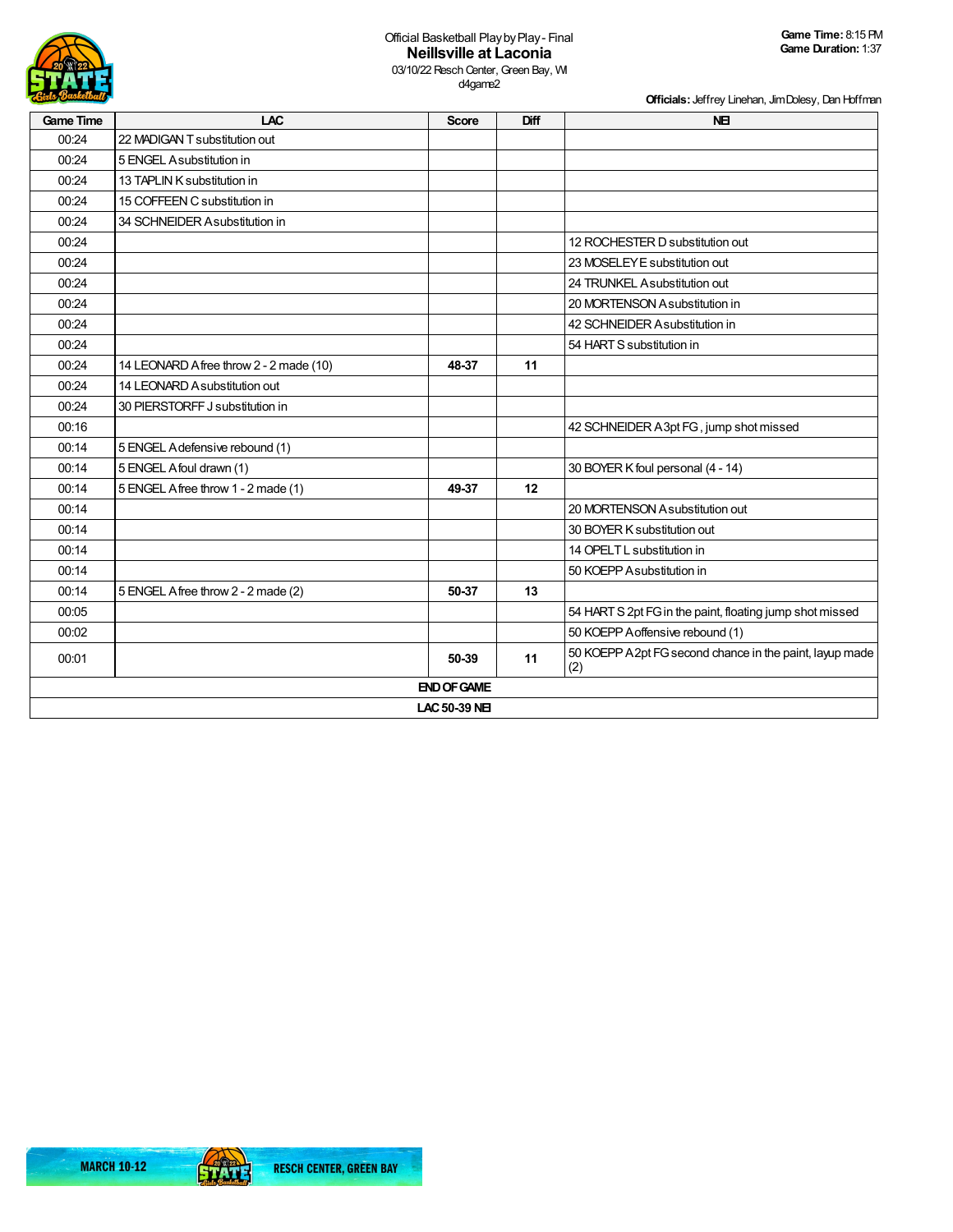Official Basketball Play by Play - Final

# Neillsville at Laconia

03/10/22 Resch Center, Green Bay, WI
d4game2

**Game Time:** 8:15 PM
**Game Duration:** 1:37

**Officials:** Jeffrey Linehan, Jim Dolesy, Dan Hoffman

| Game Time | LAC | Score | Diff | NEI |
|---|---|---|---|---|
| 00:24 | 22 MADIGAN T substitution out | | | |
| 00:24 | 5 ENGEL A substitution in | | | |
| 00:24 | 13 TAPLIN K substitution in | | | |
| 00:24 | 15 COFFEEN C substitution in | | | |
| 00:24 | 34 SCHNEIDER A substitution in | | | |
| 00:24 | | | | 12 ROCHESTER D substitution out |
| 00:24 | | | | 23 MOSELEY E substitution out |
| 00:24 | | | | 24 TRUNKEL A substitution out |
| 00:24 | | | | 20 MORTENSON A substitution in |
| 00:24 | | | | 42 SCHNEIDER A substitution in |
| 00:24 | | | | 54 HART S substitution in |
| 00:24 | 14 LEONARD A free throw 2 - 2 made (10) | 48-37 | 11 | |
| 00:24 | 14 LEONARD A substitution out | | | |
| 00:24 | 30 PIERSTORFF J substitution in | | | |
| 00:16 | | | | 42 SCHNEIDER A 3pt FG , jump shot missed |
| 00:14 | 5 ENGEL A defensive rebound (1) | | | |
| 00:14 | 5 ENGEL A foul drawn (1) | | | 30 BOYER K foul personal (4 - 14) |
| 00:14 | 5 ENGEL A free throw 1 - 2 made (1) | 49-37 | 12 | |
| 00:14 | | | | 20 MORTENSON A substitution out |
| 00:14 | | | | 30 BOYER K substitution out |
| 00:14 | | | | 14 OPELT L substitution in |
| 00:14 | | | | 50 KOEPP A substitution in |
| 00:14 | 5 ENGEL A free throw 2 - 2 made (2) | 50-37 | 13 | |
| 00:05 | | | | 54 HART S 2pt FG in the paint, floating jump shot missed |
| 00:02 | | | | 50 KOEPP A offensive rebound (1) |
| 00:01 | | 50-39 | 11 | 50 KOEPP A 2pt FG second chance in the paint, layup made (2) |
| **END OF GAME** | | | | |
| **LAC 50-39 NEI** | | | | |

MARCH 10-12 RESCH CENTER, GREEN BAY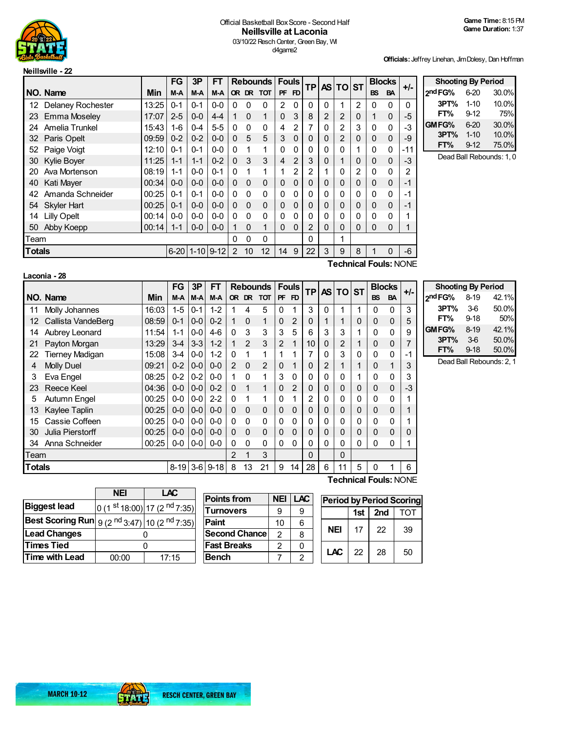Official Basketball Box Score - Second Half
**Neillsville at Laconia**
03/10/22 Resch Center, Green Bay, WI
d4game2

**Game Time:** 8:15 PM
**Game Duration:** 1:37

**Officials:** Jeffrey Linehan, Jim Dolesy, Dan Hoffman

### Neillsville - 22

| NO. | Name | Min | FG M-A | 3P M-A | FT M-A | Rebounds OR | DR | TOT | Fouls PF | FD | TP | AS | TO | ST | Blocks BS | BA | +/- |
|---|---|---|---|---|---|---|---|---|---|---|---|---|---|---|---|---|---|
| 12 | Delaney Rochester | 13:25 | 0-1 | 0-1 | 0-0 | 0 | 0 | 0 | 2 | 0 | 0 | 0 | 1 | 2 | 0 | 0 | 0 |
| 23 | Emma Moseley | 17:07 | 2-5 | 0-0 | 4-4 | 1 | 0 | 1 | 0 | 3 | 8 | 2 | 2 | 0 | 1 | 0 | -5 |
| 24 | Amelia Trunkel | 15:43 | 1-6 | 0-4 | 5-5 | 0 | 0 | 0 | 4 | 2 | 7 | 0 | 2 | 3 | 0 | 0 | -3 |
| 32 | Paris Opelt | 09:59 | 0-2 | 0-2 | 0-0 | 0 | 5 | 5 | 3 | 0 | 0 | 0 | 2 | 0 | 0 | 0 | -9 |
| 52 | Paige Voigt | 12:10 | 0-1 | 0-1 | 0-0 | 0 | 1 | 1 | 0 | 0 | 0 | 0 | 0 | 1 | 0 | 0 | -11 |
| 30 | Kylie Boyer | 11:25 | 1-1 | 1-1 | 0-2 | 0 | 3 | 3 | 4 | 2 | 3 | 0 | 1 | 0 | 0 | 0 | -3 |
| 20 | Ava Mortenson | 08:19 | 1-1 | 0-0 | 0-1 | 0 | 1 | 1 | 1 | 2 | 2 | 1 | 0 | 2 | 0 | 0 | 2 |
| 40 | Kati Mayer | 00:34 | 0-0 | 0-0 | 0-0 | 0 | 0 | 0 | 0 | 0 | 0 | 0 | 0 | 0 | 0 | 0 | -1 |
| 42 | Amanda Schneider | 00:25 | 0-1 | 0-1 | 0-0 | 0 | 0 | 0 | 0 | 0 | 0 | 0 | 0 | 0 | 0 | 0 | -1 |
| 54 | Skyler Hart | 00:25 | 0-1 | 0-0 | 0-0 | 0 | 0 | 0 | 0 | 0 | 0 | 0 | 0 | 0 | 0 | 0 | -1 |
| 14 | Lilly Opelt | 00:14 | 0-0 | 0-0 | 0-0 | 0 | 0 | 0 | 0 | 0 | 0 | 0 | 0 | 0 | 0 | 0 | 1 |
| 50 | Abby Koepp | 00:14 | 1-1 | 0-0 | 0-0 | 1 | 0 | 1 | 0 | 0 | 2 | 0 | 0 | 0 | 0 | 0 | 1 |
| | Team | | | | | 0 | 0 | 0 | | | 0 | | 1 | | | | |
| | Totals | | 6-20 | 1-10 | 9-12 | 2 | 10 | 12 | 14 | 9 | 22 | 3 | 9 | 8 | 1 | 0 | -6 |

**Technical Fouls:** NONE

| Shooting By Period | | |
|---|---|---|
| 2nd FG% | 6-20 | 30.0% |
| 3PT% | 1-10 | 10.0% |
| FT% | 9-12 | 75% |
| GM FG% | 6-20 | 30.0% |
| 3PT% | 1-10 | 10.0% |
| FT% | 9-12 | 75.0% |

Dead Ball Rebounds: 1, 0

### Laconia - 28

| NO. | Name | Min | FG M-A | 3P M-A | FT M-A | Rebounds OR | DR | TOT | Fouls PF | FD | TP | AS | TO | ST | Blocks BS | BA | +/- |
|---|---|---|---|---|---|---|---|---|---|---|---|---|---|---|---|---|---|
| 11 | Molly Johannes | 16:03 | 1-5 | 0-1 | 1-2 | 1 | 4 | 5 | 0 | 1 | 3 | 0 | 1 | 1 | 0 | 0 | 3 |
| 12 | Callista VandeBerg | 08:59 | 0-1 | 0-0 | 0-2 | 1 | 0 | 1 | 0 | 2 | 0 | 1 | 1 | 0 | 0 | 0 | 5 |
| 14 | Aubrey Leonard | 11:54 | 1-1 | 0-0 | 4-6 | 0 | 3 | 3 | 3 | 5 | 6 | 3 | 3 | 1 | 0 | 0 | 9 |
| 21 | Payton Morgan | 13:29 | 3-4 | 3-3 | 1-2 | 1 | 2 | 3 | 2 | 1 | 10 | 0 | 2 | 1 | 0 | 0 | 7 |
| 22 | Tierney Madigan | 15:08 | 3-4 | 0-0 | 1-2 | 0 | 1 | 1 | 1 | 1 | 7 | 0 | 3 | 0 | 0 | 0 | -1 |
| 4 | Molly Duel | 09:21 | 0-2 | 0-0 | 0-0 | 2 | 0 | 2 | 0 | 1 | 0 | 2 | 1 | 1 | 0 | 1 | 3 |
| 3 | Eva Engel | 08:25 | 0-2 | 0-2 | 0-0 | 1 | 0 | 1 | 3 | 0 | 0 | 0 | 0 | 1 | 0 | 0 | 3 |
| 23 | Reece Keel | 04:36 | 0-0 | 0-0 | 0-2 | 0 | 1 | 1 | 0 | 2 | 0 | 0 | 0 | 0 | 0 | 0 | -3 |
| 5 | Autumn Engel | 00:25 | 0-0 | 0-0 | 2-2 | 0 | 1 | 1 | 0 | 1 | 2 | 0 | 0 | 0 | 0 | 0 | 1 |
| 13 | Kaylee Taplin | 00:25 | 0-0 | 0-0 | 0-0 | 0 | 0 | 0 | 0 | 0 | 0 | 0 | 0 | 0 | 0 | 0 | 1 |
| 15 | Cassie Coffeen | 00:25 | 0-0 | 0-0 | 0-0 | 0 | 0 | 0 | 0 | 0 | 0 | 0 | 0 | 0 | 0 | 0 | 1 |
| 30 | Julia Pierstorff | 00:25 | 0-0 | 0-0 | 0-0 | 0 | 0 | 0 | 0 | 0 | 0 | 0 | 0 | 0 | 0 | 0 | 0 |
| 34 | Anna Schneider | 00:25 | 0-0 | 0-0 | 0-0 | 0 | 0 | 0 | 0 | 0 | 0 | 0 | 0 | 0 | 0 | 0 | 1 |
| | Team | | | | | 2 | 1 | 3 | | | 0 | | 0 | | | | |
| | Totals | | 8-19 | 3-6 | 9-18 | 8 | 13 | 21 | 9 | 14 | 28 | 6 | 11 | 5 | 0 | 1 | 6 |

**Technical Fouls:** NONE

| Shooting By Period | | |
|---|---|---|
| 2nd FG% | 8-19 | 42.1% |
| 3PT% | 3-6 | 50.0% |
| FT% | 9-18 | 50% |
| GM FG% | 8-19 | 42.1% |
| 3PT% | 3-6 | 50.0% |
| FT% | 9-18 | 50.0% |

Dead Ball Rebounds: 2, 1

| | NEI | LAC |
|---|---|---|
| Biggest lead | 0 (1st 18:00) | 17 (2nd 7:35) |
| Best Scoring Run | 9 (2nd 3:47) | 10 (2nd 7:35) |
| Lead Changes | 0 | |
| Times Tied | 0 | |
| Time with Lead | 00:00 | 17:15 |

| Points from | NEI | LAC |
|---|---|---|
| Turnovers | 9 | 9 |
| Paint | 10 | 6 |
| Second Chance | 2 | 8 |
| Fast Breaks | 2 | 0 |
| Bench | 7 | 2 |

| Period by Period Scoring | 1st | 2nd | TOT |
|---|---|---|---|
| NEI | 17 | 22 | 39 |
| LAC | 22 | 28 | 50 |

MARCH 10-12 RESCH CENTER, GREEN BAY